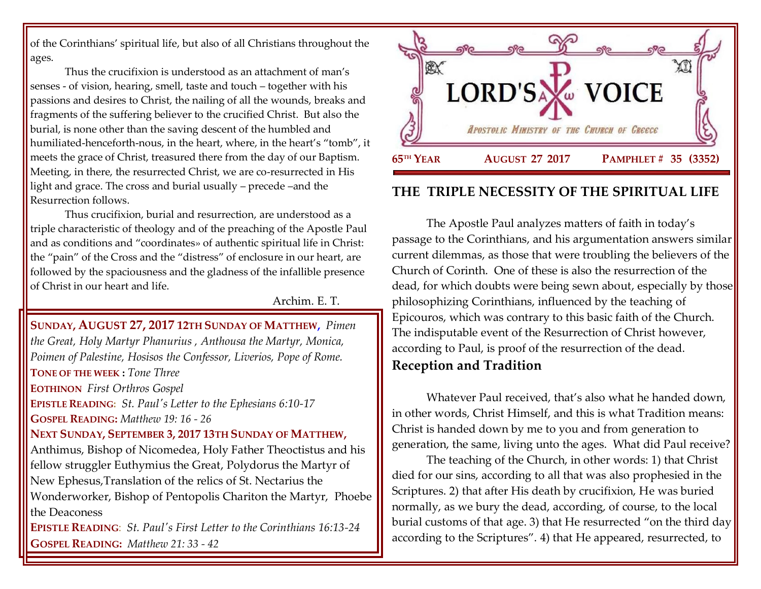of the Corinthians' spiritual life, but also of all Christians throughout the ages.

Thus the crucifixion is understood as an attachment of man's senses - of vision, hearing, smell, taste and touch – together with his passions and desires to Christ, the nailing of all the wounds, breaks and fragments of the suffering believer to the crucified Christ. But also the burial, is none other than the saving descent of the humbled and humiliated-henceforth-nous, in the heart, where, in the heart's "tomb", it meets the grace of Christ, treasured there from the day of our Baptism. Meeting, in there, the resurrected Christ, we are co-resurrected in His light and grace. The cross and burial usually – precede –and the Resurrection follows.

Thus crucifixion, burial and resurrection, are understood as a triple characteristic of theology and of the preaching of the Apostle Paul and as conditions and "coordinates» of authentic spiritual life in Christ: the "pain" of the Cross and the "distress" of enclosure in our heart, are followed by the spaciousness and the gladness of the infallible presence of Christ in our heart and life.

Archim. E. T.

**SUNDAY, AUGUST 27, 2017 12TH SUNDAY OF MATTHEW,** *Pimen the Great, Holy Martyr Phanurius , Anthousa the Martyr, Monica, Poimen of Palestine, Hosisos the Confessor, Liverios, Pope of Rome.*

**TONE OF THE WEEK :** *Tone Three*

**EOTHINON** *First Orthros Gospel*

**EPISTLE READING:** *St. Paul's Letter to the Ephesians 6:10-17*

**GOSPEL READING:** *Matthew 19: 16 - 26*

**NEXT SUNDAY, SEPTEMBER 3, 2017 13TH SUNDAY OF MATTHEW,** Anthimus, Bishop of Nicomedea, Holy Father Theoctistus and his fellow struggler Euthymius the Great, Polydorus the Martyr of New Ephesus,Translation of the relics of St. Nectarius the Wonderworker, Bishop of Pentopolis Chariton the Martyr, Phoebe the Deaconess

**EPISTLE READING**: *St. Paul's First Letter to the Corinthians 16:13-24*

**GOSPEL READING:** *Matthew 21: 33 - 42*

# LORD'S VOICE

*APOSTOLIC MINISTRY OF THE CHURCH OF GREECE*

**65TH YEAR** **AUGUST 27 2017** **PAMPHLET # 35 (3352)**

## THE TRIPLE NECESSITY OF THE SPIRITUAL LIFE

The Apostle Paul analyzes matters of faith in today's passage to the Corinthians, and his argumentation answers similar current dilemmas, as those that were troubling the believers of the Church of Corinth. One of these is also the resurrection of the dead, for which doubts were being sewn about, especially by those philosophizing Corinthians, influenced by the teaching of Epicouros, which was contrary to this basic faith of the Church. The indisputable event of the Resurrection of Christ however, according to Paul, is proof of the resurrection of the dead.

### Reception and Tradition

Whatever Paul received, that's also what he handed down, in other words, Christ Himself, and this is what Tradition means: Christ is handed down by me to you and from generation to generation, the same, living unto the ages. What did Paul receive?

The teaching of the Church, in other words: 1) that Christ died for our sins, according to all that was also prophesied in the Scriptures. 2) that after His death by crucifixion, He was buried normally, as we bury the dead, according, of course, to the local burial customs of that age. 3) that He resurrected "on the third day according to the Scriptures". 4) that He appeared, resurrected, to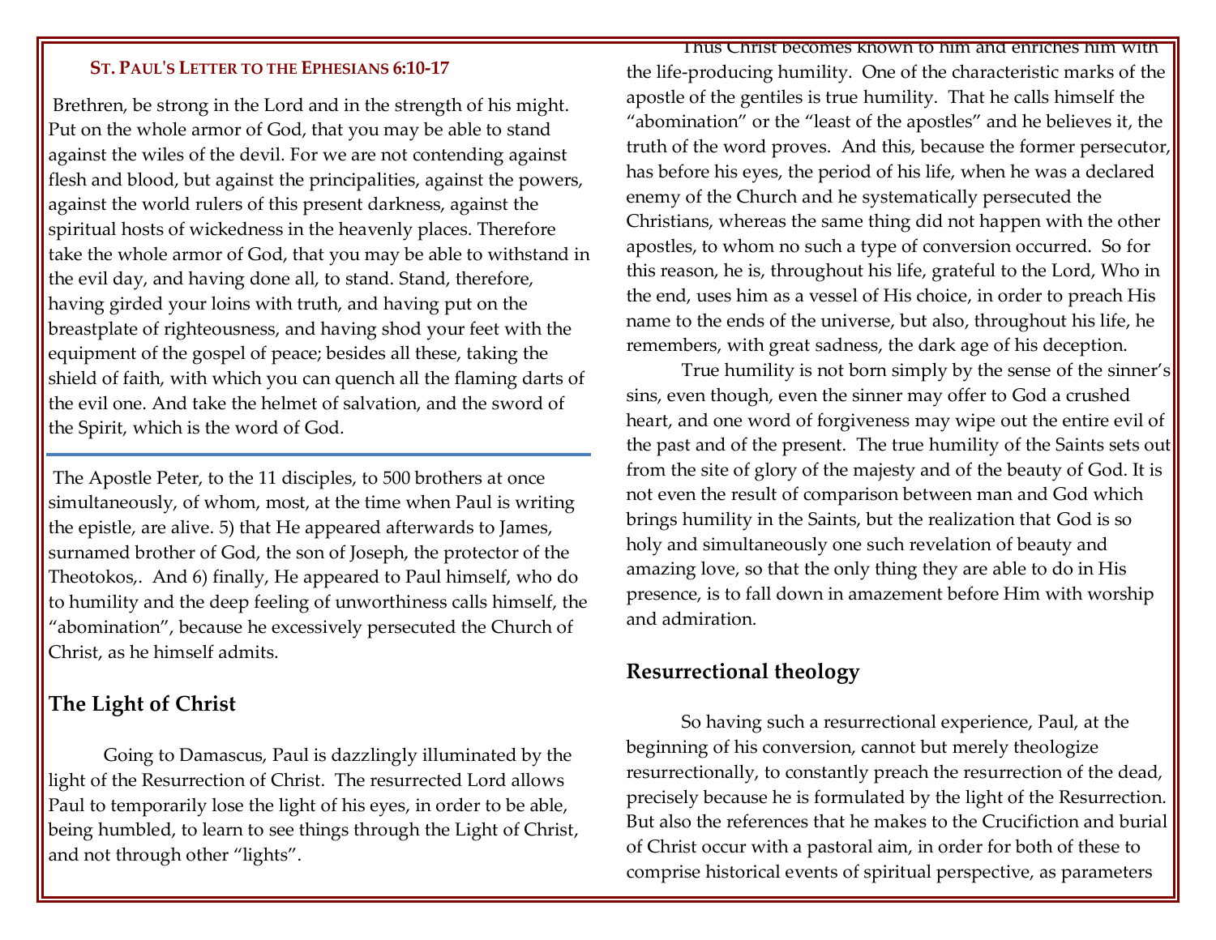### St. Paul's Letter to the Ephesians 6:10-17

Brethren, be strong in the Lord and in the strength of his might. Put on the whole armor of God, that you may be able to stand against the wiles of the devil. For we are not contending against flesh and blood, but against the principalities, against the powers, against the world rulers of this present darkness, against the spiritual hosts of wickedness in the heavenly places. Therefore take the whole armor of God, that you may be able to withstand in the evil day, and having done all, to stand. Stand, therefore, having girded your loins with truth, and having put on the breastplate of righteousness, and having shod your feet with the equipment of the gospel of peace; besides all these, taking the shield of faith, with which you can quench all the flaming darts of the evil one. And take the helmet of salvation, and the sword of the Spirit, which is the word of God.

---

The Apostle Peter, to the 11 disciples, to 500 brothers at once simultaneously, of whom, most, at the time when Paul is writing the epistle, are alive. 5) that He appeared afterwards to James, surnamed brother of God, the son of Joseph, the protector of the Theotokos,. And 6) finally, He appeared to Paul himself, who do to humility and the deep feeling of unworthiness calls himself, the "abomination", because he excessively persecuted the Church of Christ, as he himself admits.

## The Light of Christ

Going to Damascus, Paul is dazzlingly illuminated by the light of the Resurrection of Christ. The resurrected Lord allows Paul to temporarily lose the light of his eyes, in order to be able, being humbled, to learn to see things through the Light of Christ, and not through other "lights".

Thus Christ becomes known to him and enriches him with the life-producing humility. One of the characteristic marks of the apostle of the gentiles is true humility. That he calls himself the "abomination" or the "least of the apostles" and he believes it, the truth of the word proves. And this, because the former persecutor, has before his eyes, the period of his life, when he was a declared enemy of the Church and he systematically persecuted the Christians, whereas the same thing did not happen with the other apostles, to whom no such a type of conversion occurred. So for this reason, he is, throughout his life, grateful to the Lord, Who in the end, uses him as a vessel of His choice, in order to preach His name to the ends of the universe, but also, throughout his life, he remembers, with great sadness, the dark age of his deception.

True humility is not born simply by the sense of the sinner's sins, even though, even the sinner may offer to God a crushed heart, and one word of forgiveness may wipe out the entire evil of the past and of the present. The true humility of the Saints sets out from the site of glory of the majesty and of the beauty of God. It is not even the result of comparison between man and God which brings humility in the Saints, but the realization that God is so holy and simultaneously one such revelation of beauty and amazing love, so that the only thing they are able to do in His presence, is to fall down in amazement before Him with worship and admiration.

## Resurrectional theology

So having such a resurrectional experience, Paul, at the beginning of his conversion, cannot but merely theologize resurrectionally, to constantly preach the resurrection of the dead, precisely because he is formulated by the light of the Resurrection. But also the references that he makes to the Crucifiction and burial of Christ occur with a pastoral aim, in order for both of these to comprise historical events of spiritual perspective, as parameters